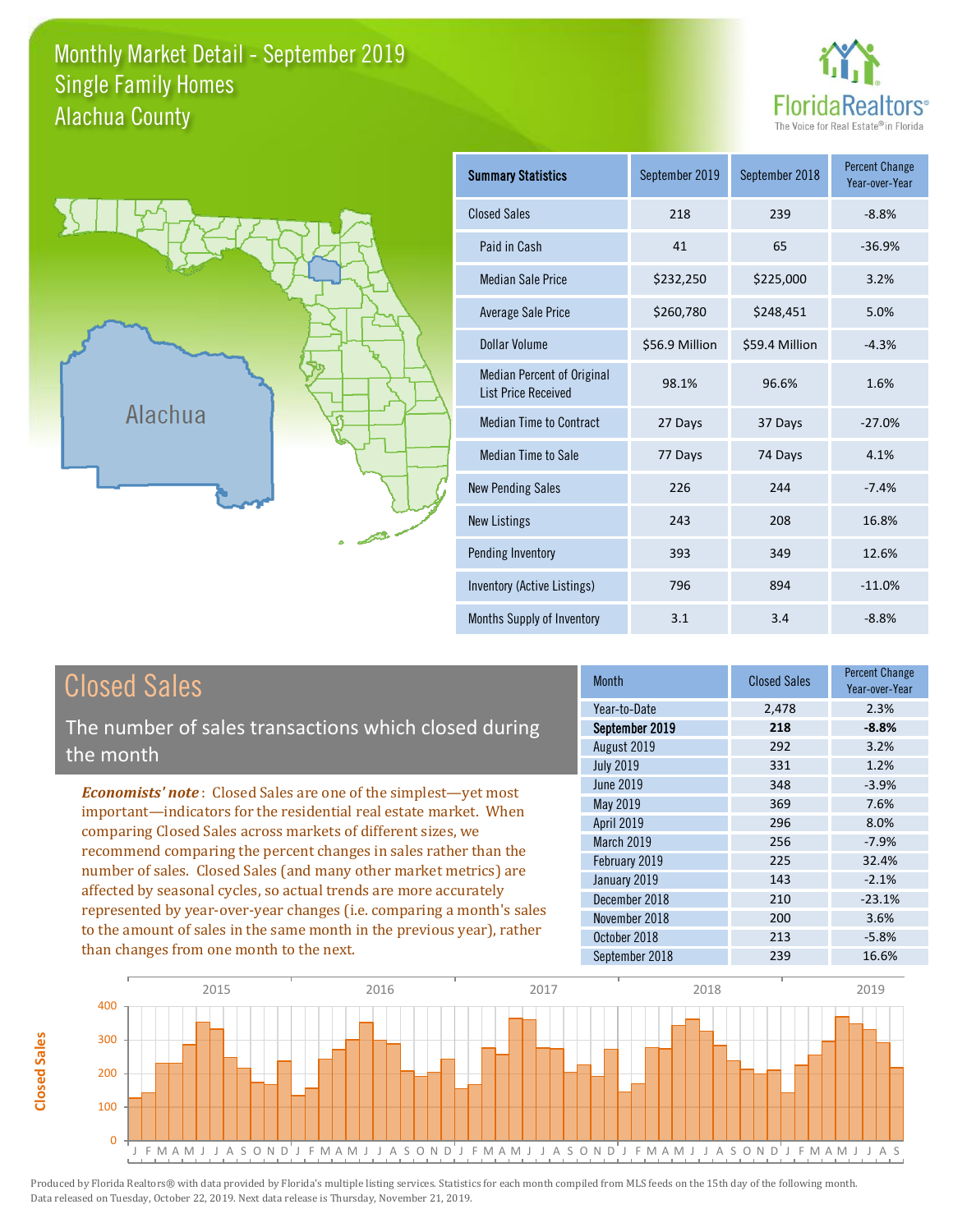# Monthly Market Detail - September 2019
## Single Family Homes
## Alachua County

FloridaRealtors® The Voice for Real Estate® in Florida

Alachua

| Summary Statistics | September 2019 | September 2018 | Percent Change Year-over-Year |
|---|---|---|---|
| Closed Sales | 218 | 239 | -8.8% |
| Paid in Cash | 41 | 65 | -36.9% |
| Median Sale Price | $232,250 | $225,000 | 3.2% |
| Average Sale Price | $260,780 | $248,451 | 5.0% |
| Dollar Volume | $56.9 Million | $59.4 Million | -4.3% |
| Median Percent of Original List Price Received | 98.1% | 96.6% | 1.6% |
| Median Time to Contract | 27 Days | 37 Days | -27.0% |
| Median Time to Sale | 77 Days | 74 Days | 4.1% |
| New Pending Sales | 226 | 244 | -7.4% |
| New Listings | 243 | 208 | 16.8% |
| Pending Inventory | 393 | 349 | 12.6% |
| Inventory (Active Listings) | 796 | 894 | -11.0% |
| Months Supply of Inventory | 3.1 | 3.4 | -8.8% |

## Closed Sales

The number of sales transactions which closed during the month

***Economists' note***: Closed Sales are one of the simplest—yet most important—indicators for the residential real estate market. When comparing Closed Sales across markets of different sizes, we recommend comparing the percent changes in sales rather than the number of sales. Closed Sales (and many other market metrics) are affected by seasonal cycles, so actual trends are more accurately represented by year-over-year changes (i.e. comparing a month's sales to the amount of sales in the same month in the previous year), rather than changes from one month to the next.

| Month | Closed Sales | Percent Change Year-over-Year |
|---|---|---|
| Year-to-Date | 2,478 | 2.3% |
| **September 2019** | **218** | **-8.8%** |
| August 2019 | 292 | 3.2% |
| July 2019 | 331 | 1.2% |
| June 2019 | 348 | -3.9% |
| May 2019 | 369 | 7.6% |
| April 2019 | 296 | 8.0% |
| March 2019 | 256 | -7.9% |
| February 2019 | 225 | 32.4% |
| January 2019 | 143 | -2.1% |
| December 2018 | 210 | -23.1% |
| November 2018 | 200 | 3.6% |
| October 2018 | 213 | -5.8% |
| September 2018 | 239 | 16.6% |

Produced by Florida Realtors® with data provided by Florida's multiple listing services. Statistics for each month compiled from MLS feeds on the 15th day of the following month. Data released on Tuesday, October 22, 2019. Next data release is Thursday, November 21, 2019.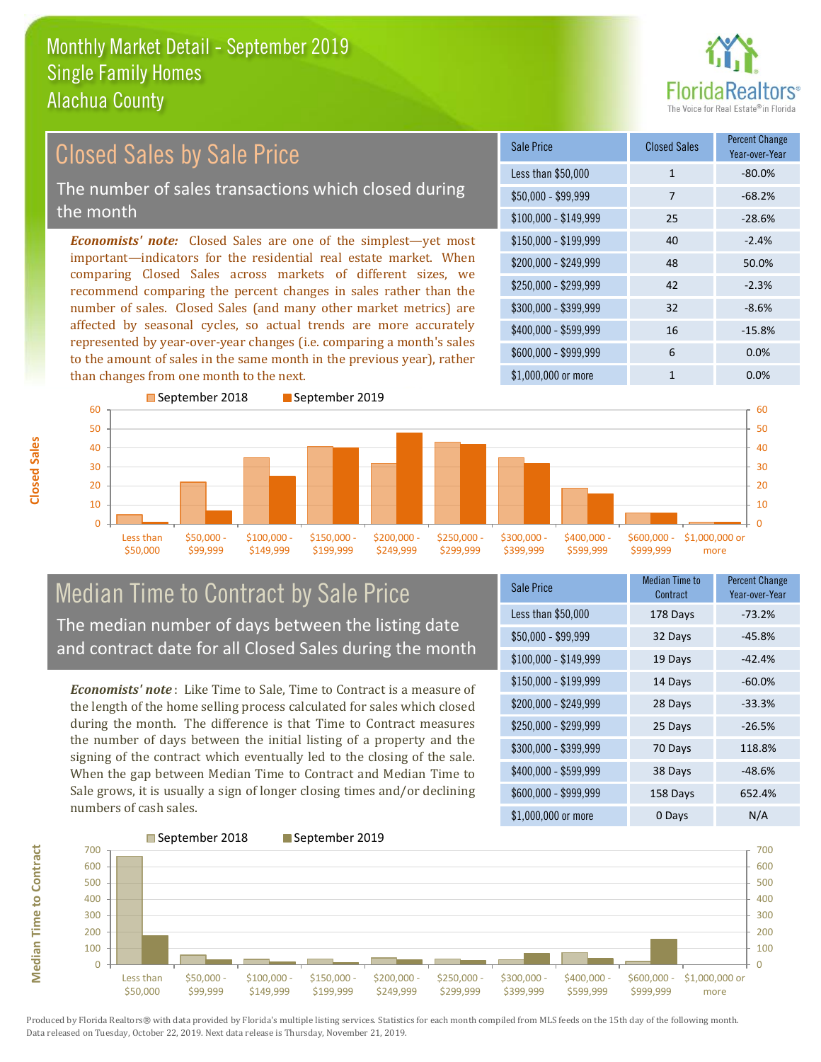# Monthly Market Detail - September 2019
## Single Family Homes
## Alachua County

## Closed Sales by Sale Price

The number of sales transactions which closed during the month

***Economists' note:*** Closed Sales are one of the simplest—yet most important—indicators for the residential real estate market. When comparing Closed Sales across markets of different sizes, we recommend comparing the percent changes in sales rather than the number of sales. Closed Sales (and many other market metrics) are affected by seasonal cycles, so actual trends are more accurately represented by year-over-year changes (i.e. comparing a month's sales to the amount of sales in the same month in the previous year), rather than changes from one month to the next.

| Sale Price | Closed Sales | Percent Change Year-over-Year |
|---|---|---|
| Less than $50,000 | 1 | -80.0% |
| $50,000 - $99,999 | 7 | -68.2% |
| $100,000 - $149,999 | 25 | -28.6% |
| $150,000 - $199,999 | 40 | -2.4% |
| $200,000 - $249,999 | 48 | 50.0% |
| $250,000 - $299,999 | 42 | -2.3% |
| $300,000 - $399,999 | 32 | -8.6% |
| $400,000 - $599,999 | 16 | -15.8% |
| $600,000 - $999,999 | 6 | 0.0% |
| $1,000,000 or more | 1 | 0.0% |

## Median Time to Contract by Sale Price

The median number of days between the listing date and contract date for all Closed Sales during the month

***Economists' note*** : Like Time to Sale, Time to Contract is a measure of the length of the home selling process calculated for sales which closed during the month. The difference is that Time to Contract measures the number of days between the initial listing of a property and the signing of the contract which eventually led to the closing of the sale. When the gap between Median Time to Contract and Median Time to Sale grows, it is usually a sign of longer closing times and/or declining numbers of cash sales.

| Sale Price | Median Time to Contract | Percent Change Year-over-Year |
|---|---|---|
| Less than $50,000 | 178 Days | -73.2% |
| $50,000 - $99,999 | 32 Days | -45.8% |
| $100,000 - $149,999 | 19 Days | -42.4% |
| $150,000 - $199,999 | 14 Days | -60.0% |
| $200,000 - $249,999 | 28 Days | -33.3% |
| $250,000 - $299,999 | 25 Days | -26.5% |
| $300,000 - $399,999 | 70 Days | 118.8% |
| $400,000 - $599,999 | 38 Days | -48.6% |
| $600,000 - $999,999 | 158 Days | 652.4% |
| $1,000,000 or more | 0 Days | N/A |

Produced by Florida Realtors® with data provided by Florida's multiple listing services. Statistics for each month compiled from MLS feeds on the 15th day of the following month. Data released on Tuesday, October 22, 2019. Next data release is Thursday, November 21, 2019.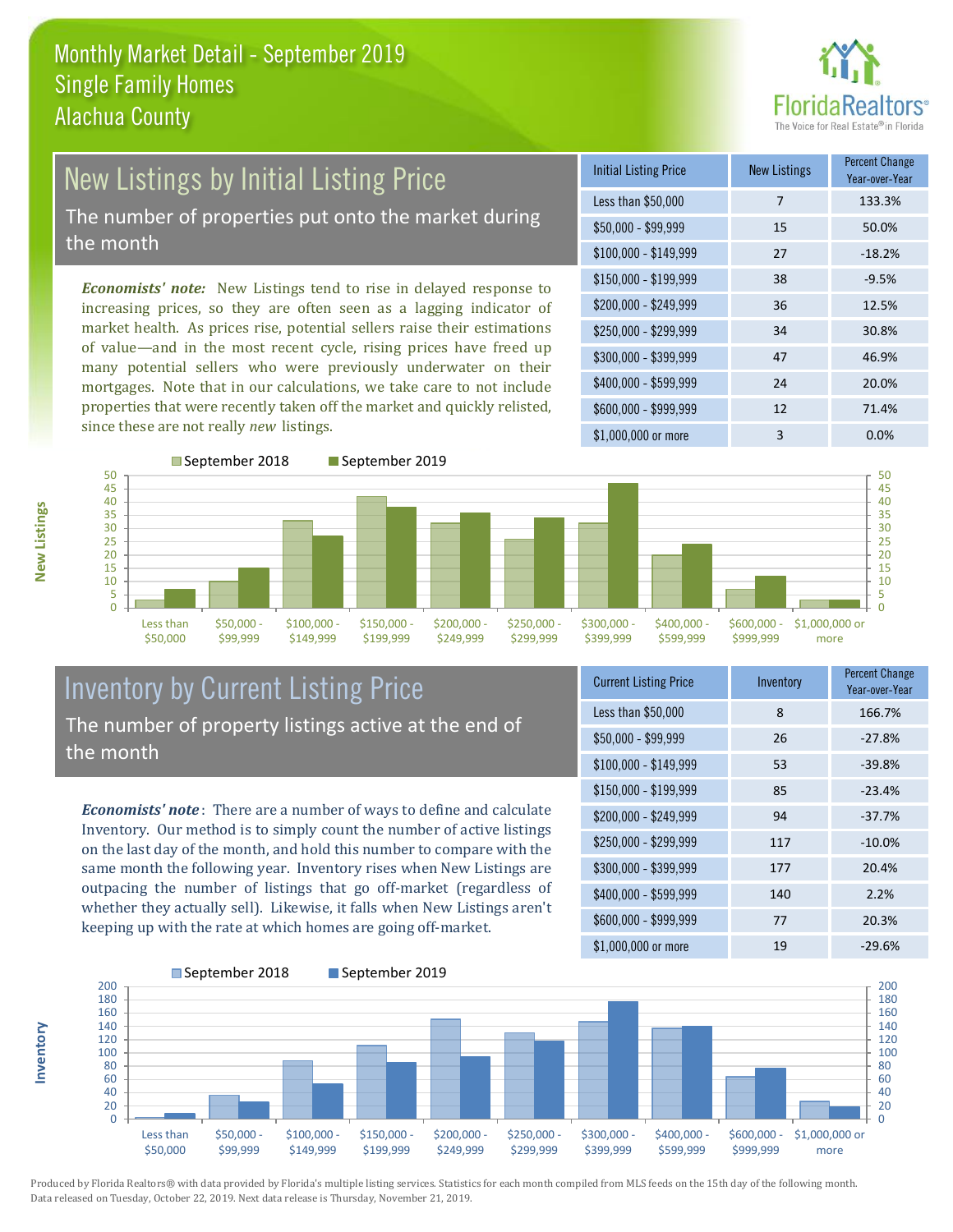# Monthly Market Detail - September 2019
## Single Family Homes
## Alachua County

## New Listings by Initial Listing Price

The number of properties put onto the market during the month

***Economists' note:*** New Listings tend to rise in delayed response to increasing prices, so they are often seen as a lagging indicator of market health. As prices rise, potential sellers raise their estimations of value—and in the most recent cycle, rising prices have freed up many potential sellers who were previously underwater on their mortgages. Note that in our calculations, we take care to not include properties that were recently taken off the market and quickly relisted, since these are not really *new* listings.

| Initial Listing Price | New Listings | Percent Change Year-over-Year |
|---|---|---|
| Less than $50,000 | 7 | 133.3% |
| $50,000 - $99,999 | 15 | 50.0% |
| $100,000 - $149,999 | 27 | -18.2% |
| $150,000 - $199,999 | 38 | -9.5% |
| $200,000 - $249,999 | 36 | 12.5% |
| $250,000 - $299,999 | 34 | 30.8% |
| $300,000 - $399,999 | 47 | 46.9% |
| $400,000 - $599,999 | 24 | 20.0% |
| $600,000 - $999,999 | 12 | 71.4% |
| $1,000,000 or more | 3 | 0.0% |

## Inventory by Current Listing Price

The number of property listings active at the end of the month

***Economists' note***: There are a number of ways to define and calculate Inventory. Our method is to simply count the number of active listings on the last day of the month, and hold this number to compare with the same month the following year. Inventory rises when New Listings are outpacing the number of listings that go off-market (regardless of whether they actually sell). Likewise, it falls when New Listings aren't keeping up with the rate at which homes are going off-market.

| Current Listing Price | Inventory | Percent Change Year-over-Year |
|---|---|---|
| Less than $50,000 | 8 | 166.7% |
| $50,000 - $99,999 | 26 | -27.8% |
| $100,000 - $149,999 | 53 | -39.8% |
| $150,000 - $199,999 | 85 | -23.4% |
| $200,000 - $249,999 | 94 | -37.7% |
| $250,000 - $299,999 | 117 | -10.0% |
| $300,000 - $399,999 | 177 | 20.4% |
| $400,000 - $599,999 | 140 | 2.2% |
| $600,000 - $999,999 | 77 | 20.3% |
| $1,000,000 or more | 19 | -29.6% |

Produced by Florida Realtors® with data provided by Florida's multiple listing services. Statistics for each month compiled from MLS feeds on the 15th day of the following month. Data released on Tuesday, October 22, 2019. Next data release is Thursday, November 21, 2019.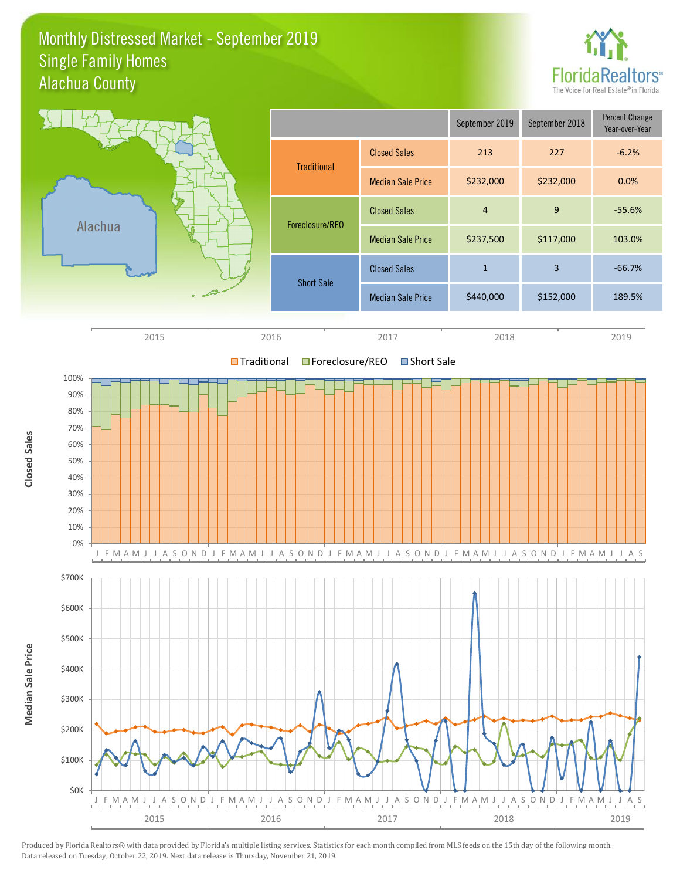# Monthly Distressed Market - September 2019
## Single Family Homes
## Alachua County

FloridaRealtors® The Voice for Real Estate® in Florida

| | | September 2019 | September 2018 | Percent Change Year-over-Year |
|---|---|---|---|---|
| Traditional | Closed Sales | 213 | 227 | -6.2% |
| | Median Sale Price | $232,000 | $232,000 | 0.0% |
| Foreclosure/REO | Closed Sales | 4 | 9 | -55.6% |
| | Median Sale Price | $237,500 | $117,000 | 103.0% |
| Short Sale | Closed Sales | 1 | 3 | -66.7% |
| | Median Sale Price | $440,000 | $152,000 | 189.5% |

Produced by Florida Realtors® with data provided by Florida's multiple listing services. Statistics for each month compiled from MLS feeds on the 15th day of the following month. Data released on Tuesday, October 22, 2019. Next data release is Thursday, November 21, 2019.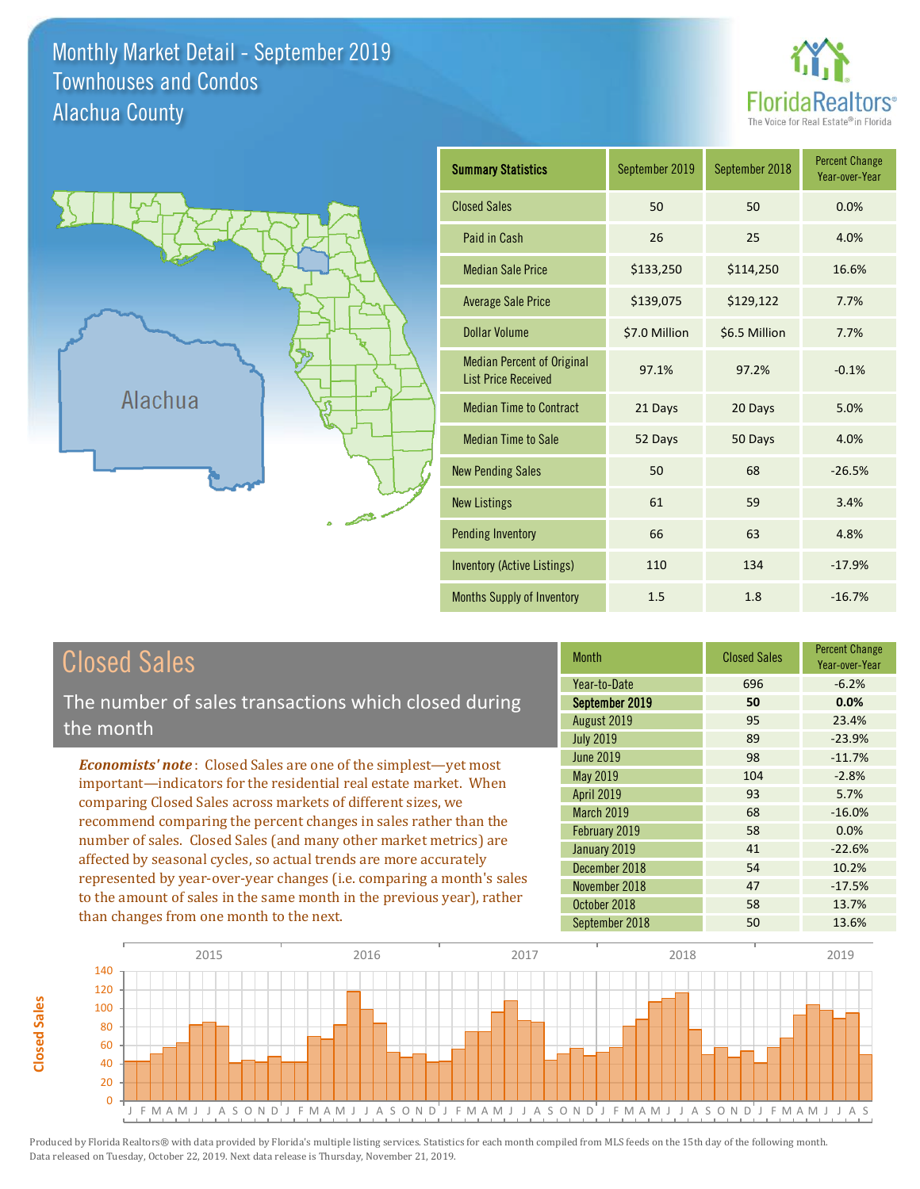# Monthly Market Detail - September 2019
## Townhouses and Condos
## Alachua County

FloridaRealtors® The Voice for Real Estate® in Florida

Alachua

| Summary Statistics | September 2019 | September 2018 | Percent Change Year-over-Year |
|---|---|---|---|
| Closed Sales | 50 | 50 | 0.0% |
| Paid in Cash | 26 | 25 | 4.0% |
| Median Sale Price | $133,250 | $114,250 | 16.6% |
| Average Sale Price | $139,075 | $129,122 | 7.7% |
| Dollar Volume | $7.0 Million | $6.5 Million | 7.7% |
| Median Percent of Original List Price Received | 97.1% | 97.2% | -0.1% |
| Median Time to Contract | 21 Days | 20 Days | 5.0% |
| Median Time to Sale | 52 Days | 50 Days | 4.0% |
| New Pending Sales | 50 | 68 | -26.5% |
| New Listings | 61 | 59 | 3.4% |
| Pending Inventory | 66 | 63 | 4.8% |
| Inventory (Active Listings) | 110 | 134 | -17.9% |
| Months Supply of Inventory | 1.5 | 1.8 | -16.7% |

## Closed Sales

The number of sales transactions which closed during the month

*Economists' note*: Closed Sales are one of the simplest—yet most important—indicators for the residential real estate market. When comparing Closed Sales across markets of different sizes, we recommend comparing the percent changes in sales rather than the number of sales. Closed Sales (and many other market metrics) are affected by seasonal cycles, so actual trends are more accurately represented by year-over-year changes (i.e. comparing a month's sales to the amount of sales in the same month in the previous year), rather than changes from one month to the next.

| Month | Closed Sales | Percent Change Year-over-Year |
|---|---|---|
| Year-to-Date | 696 | -6.2% |
| **September 2019** | **50** | **0.0%** |
| August 2019 | 95 | 23.4% |
| July 2019 | 89 | -23.9% |
| June 2019 | 98 | -11.7% |
| May 2019 | 104 | -2.8% |
| April 2019 | 93 | 5.7% |
| March 2019 | 68 | -16.0% |
| February 2019 | 58 | 0.0% |
| January 2019 | 41 | -22.6% |
| December 2018 | 54 | 10.2% |
| November 2018 | 47 | -17.5% |
| October 2018 | 58 | 13.7% |
| September 2018 | 50 | 13.6% |

Produced by Florida Realtors® with data provided by Florida's multiple listing services. Statistics for each month compiled from MLS feeds on the 15th day of the following month. Data released on Tuesday, October 22, 2019. Next data release is Thursday, November 21, 2019.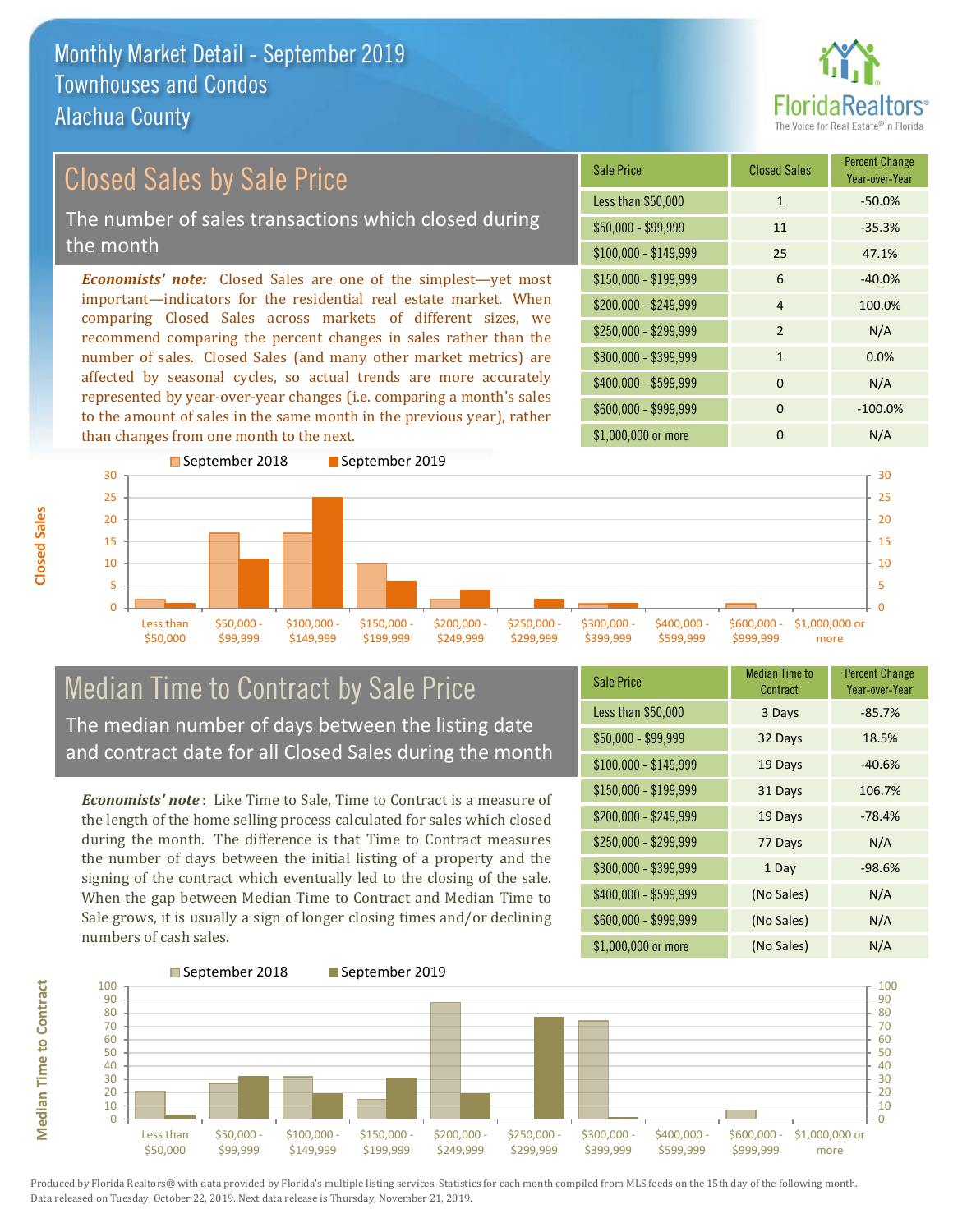# Monthly Market Detail - September 2019
## Townhouses and Condos
## Alachua County

## Closed Sales by Sale Price

The number of sales transactions which closed during the month

***Economists' note:*** Closed Sales are one of the simplest—yet most important—indicators for the residential real estate market. When comparing Closed Sales across markets of different sizes, we recommend comparing the percent changes in sales rather than the number of sales. Closed Sales (and many other market metrics) are affected by seasonal cycles, so actual trends are more accurately represented by year-over-year changes (i.e. comparing a month's sales to the amount of sales in the same month in the previous year), rather than changes from one month to the next.

| Sale Price | Closed Sales | Percent Change Year-over-Year |
|---|---|---|
| Less than $50,000 | 1 | -50.0% |
| $50,000 - $99,999 | 11 | -35.3% |
| $100,000 - $149,999 | 25 | 47.1% |
| $150,000 - $199,999 | 6 | -40.0% |
| $200,000 - $249,999 | 4 | 100.0% |
| $250,000 - $299,999 | 2 | N/A |
| $300,000 - $399,999 | 1 | 0.0% |
| $400,000 - $599,999 | 0 | N/A |
| $600,000 - $999,999 | 0 | -100.0% |
| $1,000,000 or more | 0 | N/A |

## Median Time to Contract by Sale Price

The median number of days between the listing date and contract date for all Closed Sales during the month

***Economists' note*** : Like Time to Sale, Time to Contract is a measure of the length of the home selling process calculated for sales which closed during the month. The difference is that Time to Contract measures the number of days between the initial listing of a property and the signing of the contract which eventually led to the closing of the sale. When the gap between Median Time to Contract and Median Time to Sale grows, it is usually a sign of longer closing times and/or declining numbers of cash sales.

| Sale Price | Median Time to Contract | Percent Change Year-over-Year |
|---|---|---|
| Less than $50,000 | 3 Days | -85.7% |
| $50,000 - $99,999 | 32 Days | 18.5% |
| $100,000 - $149,999 | 19 Days | -40.6% |
| $150,000 - $199,999 | 31 Days | 106.7% |
| $200,000 - $249,999 | 19 Days | -78.4% |
| $250,000 - $299,999 | 77 Days | N/A |
| $300,000 - $399,999 | 1 Day | -98.6% |
| $400,000 - $599,999 | (No Sales) | N/A |
| $600,000 - $999,999 | (No Sales) | N/A |
| $1,000,000 or more | (No Sales) | N/A |

Produced by Florida Realtors® with data provided by Florida's multiple listing services. Statistics for each month compiled from MLS feeds on the 15th day of the following month. Data released on Tuesday, October 22, 2019. Next data release is Thursday, November 21, 2019.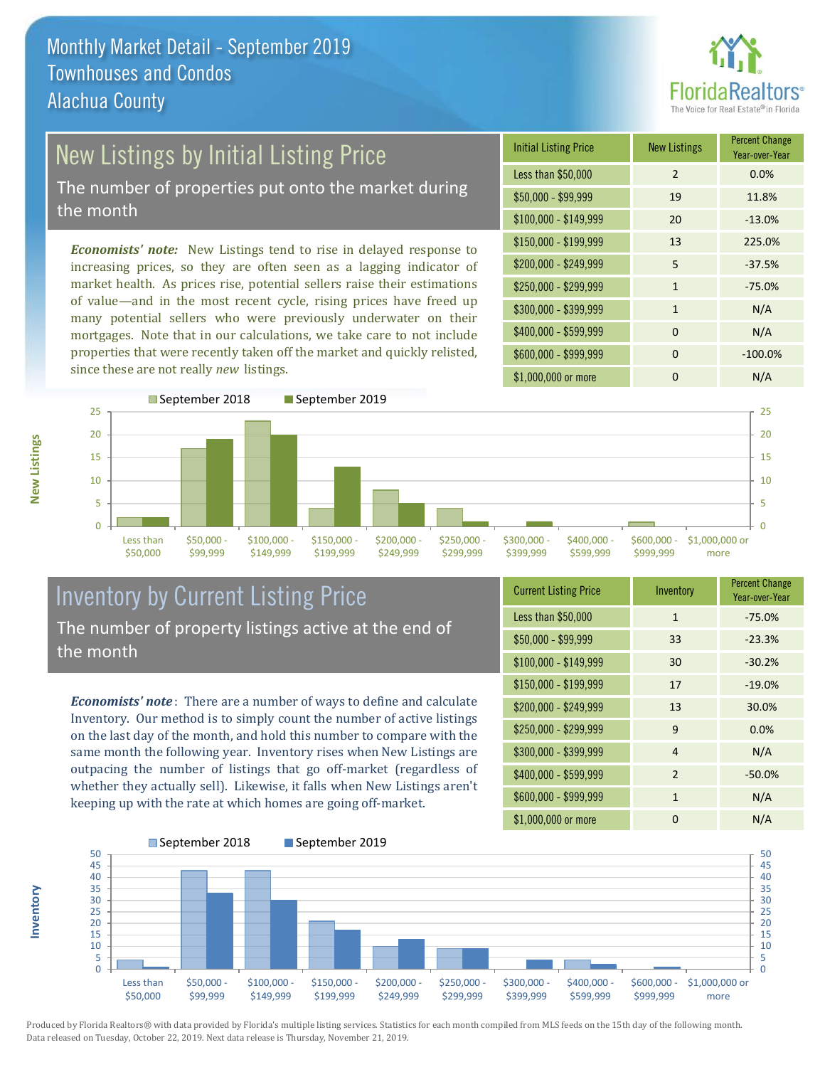# Monthly Market Detail - September 2019
## Townhouses and Condos
## Alachua County

## New Listings by Initial Listing Price

The number of properties put onto the market during the month

*Economists' note:* New Listings tend to rise in delayed response to increasing prices, so they are often seen as a lagging indicator of market health. As prices rise, potential sellers raise their estimations of value—and in the most recent cycle, rising prices have freed up many potential sellers who were previously underwater on their mortgages. Note that in our calculations, we take care to not include properties that were recently taken off the market and quickly relisted, since these are not really *new* listings.

| Initial Listing Price | New Listings | Percent Change Year-over-Year |
|---|---|---|
| Less than $50,000 | 2 | 0.0% |
| $50,000 - $99,999 | 19 | 11.8% |
| $100,000 - $149,999 | 20 | -13.0% |
| $150,000 - $199,999 | 13 | 225.0% |
| $200,000 - $249,999 | 5 | -37.5% |
| $250,000 - $299,999 | 1 | -75.0% |
| $300,000 - $399,999 | 1 | N/A |
| $400,000 - $599,999 | 0 | N/A |
| $600,000 - $999,999 | 0 | -100.0% |
| $1,000,000 or more | 0 | N/A |

## Inventory by Current Listing Price

The number of property listings active at the end of the month

*Economists' note*: There are a number of ways to define and calculate Inventory. Our method is to simply count the number of active listings on the last day of the month, and hold this number to compare with the same month the following year. Inventory rises when New Listings are outpacing the number of listings that go off-market (regardless of whether they actually sell). Likewise, it falls when New Listings aren't keeping up with the rate at which homes are going off-market.

| Current Listing Price | Inventory | Percent Change Year-over-Year |
|---|---|---|
| Less than $50,000 | 1 | -75.0% |
| $50,000 - $99,999 | 33 | -23.3% |
| $100,000 - $149,999 | 30 | -30.2% |
| $150,000 - $199,999 | 17 | -19.0% |
| $200,000 - $249,999 | 13 | 30.0% |
| $250,000 - $299,999 | 9 | 0.0% |
| $300,000 - $399,999 | 4 | N/A |
| $400,000 - $599,999 | 2 | -50.0% |
| $600,000 - $999,999 | 1 | N/A |
| $1,000,000 or more | 0 | N/A |

Produced by Florida Realtors® with data provided by Florida's multiple listing services. Statistics for each month compiled from MLS feeds on the 15th day of the following month. Data released on Tuesday, October 22, 2019. Next data release is Thursday, November 21, 2019.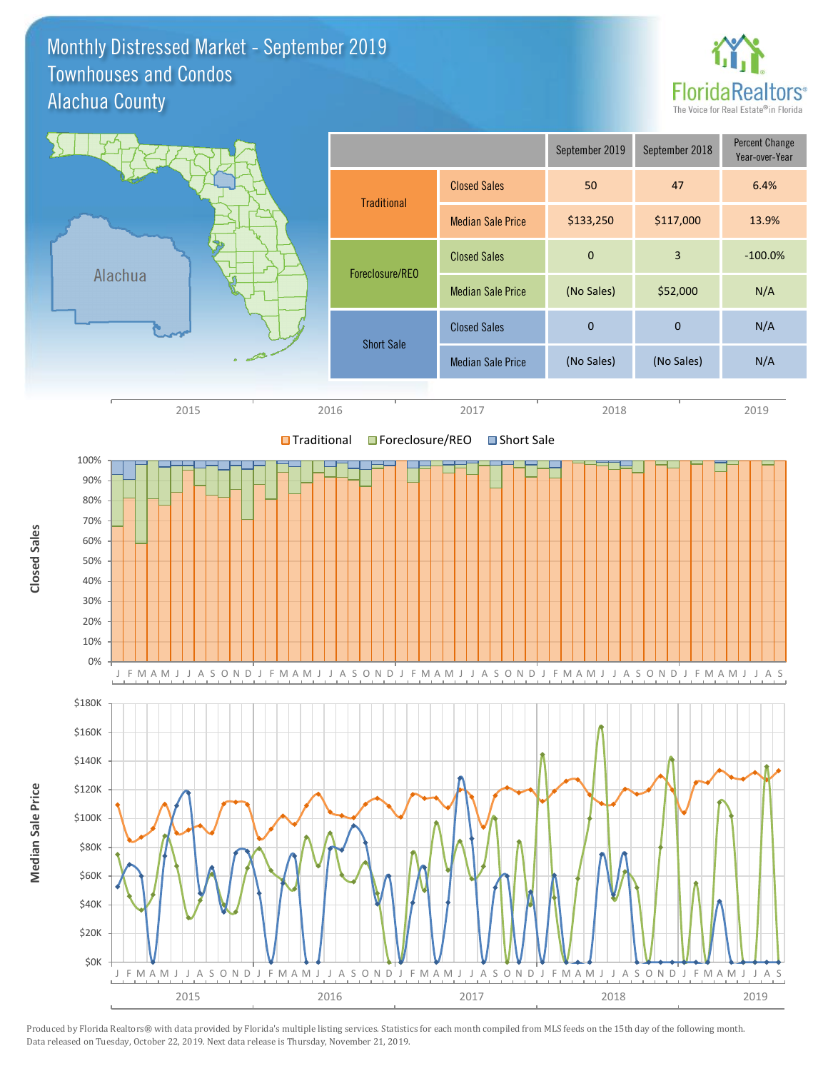# Monthly Distressed Market - September 2019
## Townhouses and Condos
## Alachua County

| | | September 2019 | September 2018 | Percent Change Year-over-Year |
|---|---|---|---|---|
| Traditional | Closed Sales | 50 | 47 | 6.4% |
| | Median Sale Price | $133,250 | $117,000 | 13.9% |
| Foreclosure/REO | Closed Sales | 0 | 3 | -100.0% |
| | Median Sale Price | (No Sales) | $52,000 | N/A |
| Short Sale | Closed Sales | 0 | 0 | N/A |
| | Median Sale Price | (No Sales) | (No Sales) | N/A |

Produced by Florida Realtors® with data provided by Florida's multiple listing services. Statistics for each month compiled from MLS feeds on the 15th day of the following month. Data released on Tuesday, October 22, 2019. Next data release is Thursday, November 21, 2019.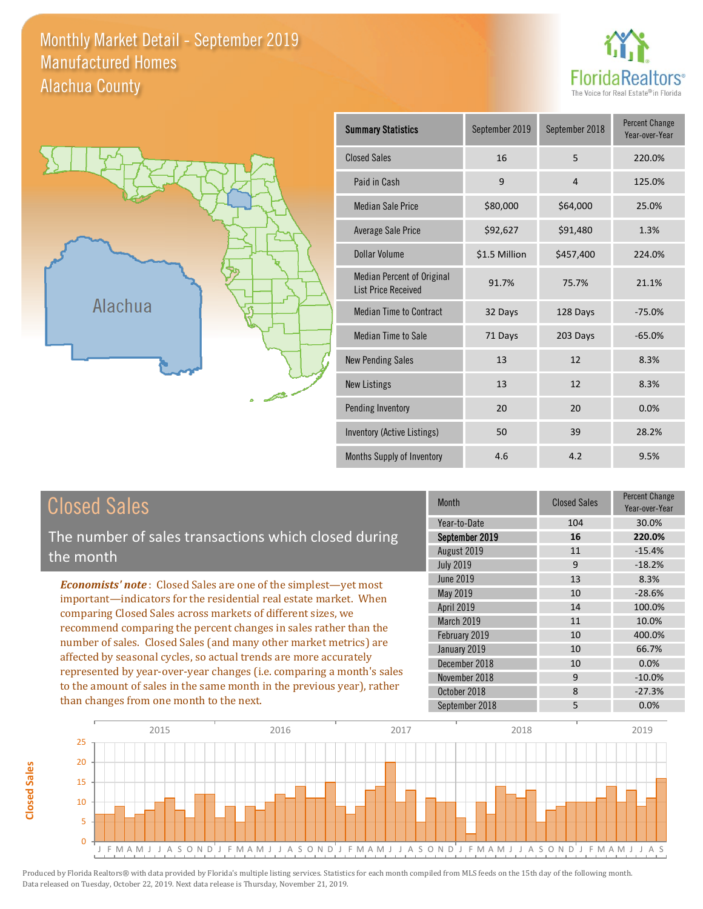# Monthly Market Detail - September 2019
## Manufactured Homes
## Alachua County

FloridaRealtors®
The Voice for Real Estate® in Florida

Alachua

| Summary Statistics | September 2019 | September 2018 | Percent Change Year-over-Year |
|---|---|---|---|
| Closed Sales | 16 | 5 | 220.0% |
| Paid in Cash | 9 | 4 | 125.0% |
| Median Sale Price | $80,000 | $64,000 | 25.0% |
| Average Sale Price | $92,627 | $91,480 | 1.3% |
| Dollar Volume | $1.5 Million | $457,400 | 224.0% |
| Median Percent of Original List Price Received | 91.7% | 75.7% | 21.1% |
| Median Time to Contract | 32 Days | 128 Days | -75.0% |
| Median Time to Sale | 71 Days | 203 Days | -65.0% |
| New Pending Sales | 13 | 12 | 8.3% |
| New Listings | 13 | 12 | 8.3% |
| Pending Inventory | 20 | 20 | 0.0% |
| Inventory (Active Listings) | 50 | 39 | 28.2% |
| Months Supply of Inventory | 4.6 | 4.2 | 9.5% |

## Closed Sales

The number of sales transactions which closed during the month

*Economists' note*: Closed Sales are one of the simplest—yet most important—indicators for the residential real estate market. When comparing Closed Sales across markets of different sizes, we recommend comparing the percent changes in sales rather than the number of sales. Closed Sales (and many other market metrics) are affected by seasonal cycles, so actual trends are more accurately represented by year-over-year changes (i.e. comparing a month's sales to the amount of sales in the same month in the previous year), rather than changes from one month to the next.

| Month | Closed Sales | Percent Change Year-over-Year |
|---|---|---|
| Year-to-Date | 104 | 30.0% |
| **September 2019** | **16** | **220.0%** |
| August 2019 | 11 | -15.4% |
| July 2019 | 9 | -18.2% |
| June 2019 | 13 | 8.3% |
| May 2019 | 10 | -28.6% |
| April 2019 | 14 | 100.0% |
| March 2019 | 11 | 10.0% |
| February 2019 | 10 | 400.0% |
| January 2019 | 10 | 66.7% |
| December 2018 | 10 | 0.0% |
| November 2018 | 9 | -10.0% |
| October 2018 | 8 | -27.3% |
| September 2018 | 5 | 0.0% |

Produced by Florida Realtors® with data provided by Florida's multiple listing services. Statistics for each month compiled from MLS feeds on the 15th day of the following month. Data released on Tuesday, October 22, 2019. Next data release is Thursday, November 21, 2019.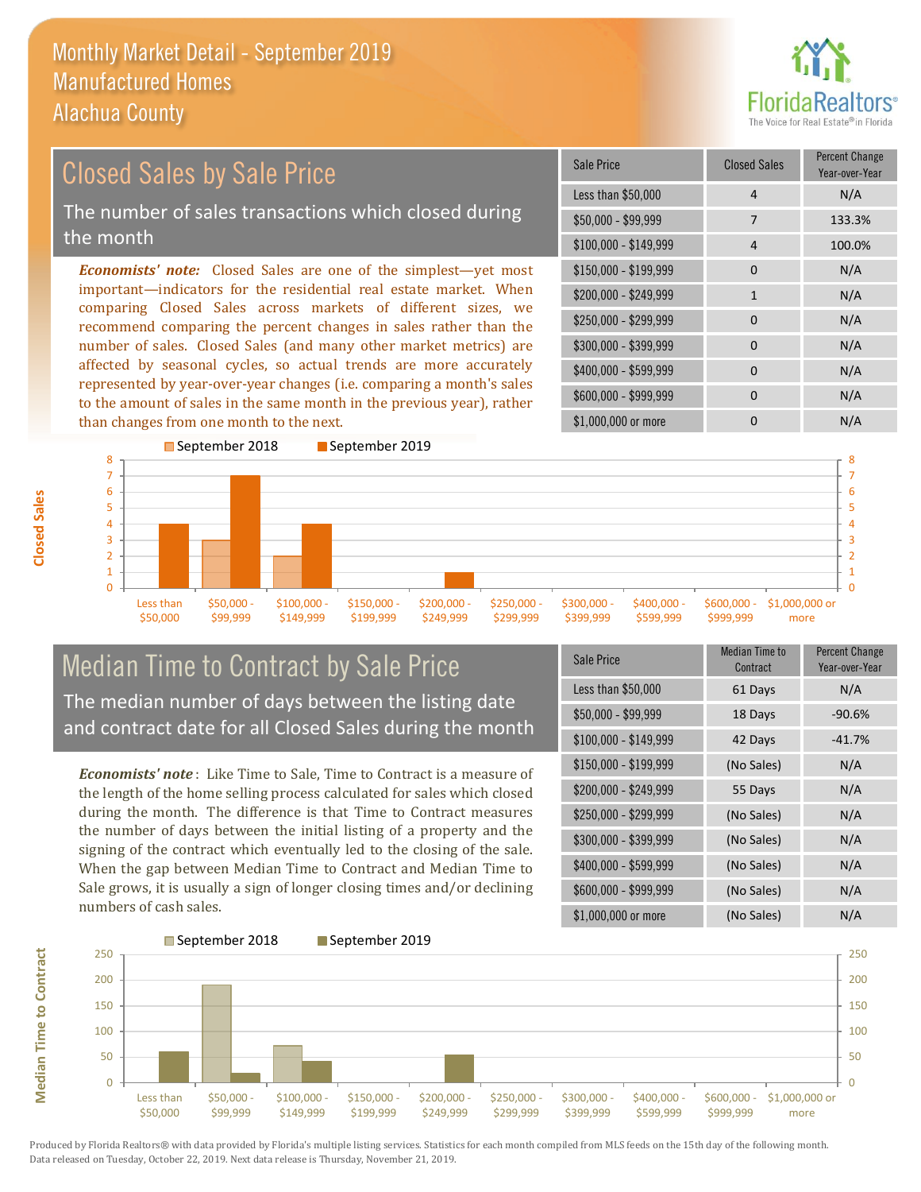# Monthly Market Detail - September 2019
## Manufactured Homes
## Alachua County

## Closed Sales by Sale Price

The number of sales transactions which closed during the month

*Economists' note:* Closed Sales are one of the simplest—yet most important—indicators for the residential real estate market. When comparing Closed Sales across markets of different sizes, we recommend comparing the percent changes in sales rather than the number of sales. Closed Sales (and many other market metrics) are affected by seasonal cycles, so actual trends are more accurately represented by year-over-year changes (i.e. comparing a month's sales to the amount of sales in the same month in the previous year), rather than changes from one month to the next.

| Sale Price | Closed Sales | Percent Change Year-over-Year |
|---|---|---|
| Less than $50,000 | 4 | N/A |
| $50,000 - $99,999 | 7 | 133.3% |
| $100,000 - $149,999 | 4 | 100.0% |
| $150,000 - $199,999 | 0 | N/A |
| $200,000 - $249,999 | 1 | N/A |
| $250,000 - $299,999 | 0 | N/A |
| $300,000 - $399,999 | 0 | N/A |
| $400,000 - $599,999 | 0 | N/A |
| $600,000 - $999,999 | 0 | N/A |
| $1,000,000 or more | 0 | N/A |

## Median Time to Contract by Sale Price

The median number of days between the listing date and contract date for all Closed Sales during the month

*Economists' note*: Like Time to Sale, Time to Contract is a measure of the length of the home selling process calculated for sales which closed during the month. The difference is that Time to Contract measures the number of days between the initial listing of a property and the signing of the contract which eventually led to the closing of the sale. When the gap between Median Time to Contract and Median Time to Sale grows, it is usually a sign of longer closing times and/or declining numbers of cash sales.

| Sale Price | Median Time to Contract | Percent Change Year-over-Year |
|---|---|---|
| Less than $50,000 | 61 Days | N/A |
| $50,000 - $99,999 | 18 Days | -90.6% |
| $100,000 - $149,999 | 42 Days | -41.7% |
| $150,000 - $199,999 | (No Sales) | N/A |
| $200,000 - $249,999 | 55 Days | N/A |
| $250,000 - $299,999 | (No Sales) | N/A |
| $300,000 - $399,999 | (No Sales) | N/A |
| $400,000 - $599,999 | (No Sales) | N/A |
| $600,000 - $999,999 | (No Sales) | N/A |
| $1,000,000 or more | (No Sales) | N/A |

Produced by Florida Realtors® with data provided by Florida's multiple listing services. Statistics for each month compiled from MLS feeds on the 15th day of the following month. Data released on Tuesday, October 22, 2019. Next data release is Thursday, November 21, 2019.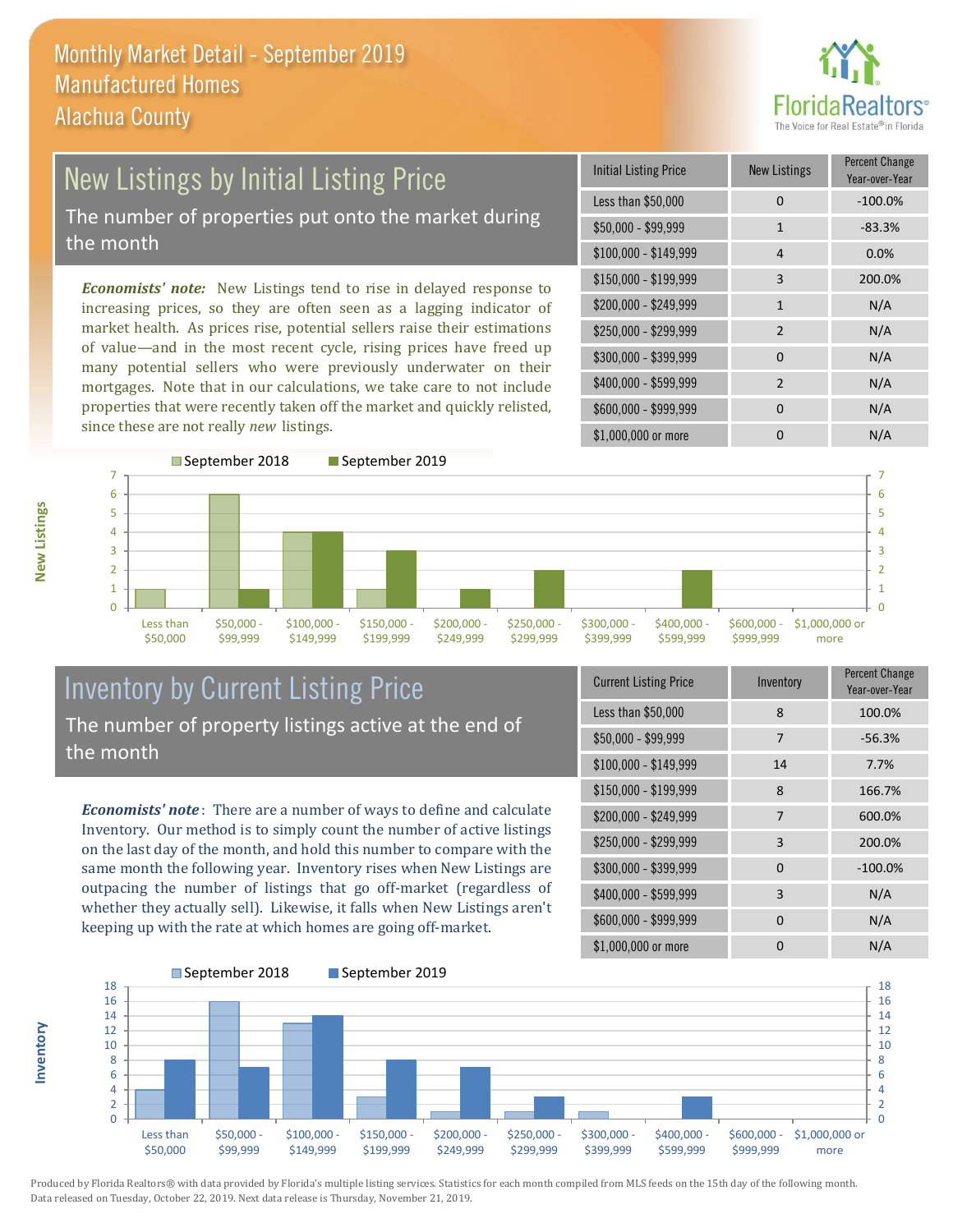# Monthly Market Detail - September 2019
## Manufactured Homes
## Alachua County

## New Listings by Initial Listing Price

The number of properties put onto the market during the month

*Economists' note:* New Listings tend to rise in delayed response to increasing prices, so they are often seen as a lagging indicator of market health. As prices rise, potential sellers raise their estimations of value—and in the most recent cycle, rising prices have freed up many potential sellers who were previously underwater on their mortgages. Note that in our calculations, we take care to not include properties that were recently taken off the market and quickly relisted, since these are not really *new* listings.

| Initial Listing Price | New Listings | Percent Change Year-over-Year |
|---|---|---|
| Less than $50,000 | 0 | -100.0% |
| $50,000 - $99,999 | 1 | -83.3% |
| $100,000 - $149,999 | 4 | 0.0% |
| $150,000 - $199,999 | 3 | 200.0% |
| $200,000 - $249,999 | 1 | N/A |
| $250,000 - $299,999 | 2 | N/A |
| $300,000 - $399,999 | 0 | N/A |
| $400,000 - $599,999 | 2 | N/A |
| $600,000 - $999,999 | 0 | N/A |
| $1,000,000 or more | 0 | N/A |

## Inventory by Current Listing Price

The number of property listings active at the end of the month

*Economists' note*: There are a number of ways to define and calculate Inventory. Our method is to simply count the number of active listings on the last day of the month, and hold this number to compare with the same month the following year. Inventory rises when New Listings are outpacing the number of listings that go off-market (regardless of whether they actually sell). Likewise, it falls when New Listings aren't keeping up with the rate at which homes are going off-market.

| Current Listing Price | Inventory | Percent Change Year-over-Year |
|---|---|---|
| Less than $50,000 | 8 | 100.0% |
| $50,000 - $99,999 | 7 | -56.3% |
| $100,000 - $149,999 | 14 | 7.7% |
| $150,000 - $199,999 | 8 | 166.7% |
| $200,000 - $249,999 | 7 | 600.0% |
| $250,000 - $299,999 | 3 | 200.0% |
| $300,000 - $399,999 | 0 | -100.0% |
| $400,000 - $599,999 | 3 | N/A |
| $600,000 - $999,999 | 0 | N/A |
| $1,000,000 or more | 0 | N/A |

Produced by Florida Realtors® with data provided by Florida's multiple listing services. Statistics for each month compiled from MLS feeds on the 15th day of the following month. Data released on Tuesday, October 22, 2019. Next data release is Thursday, November 21, 2019.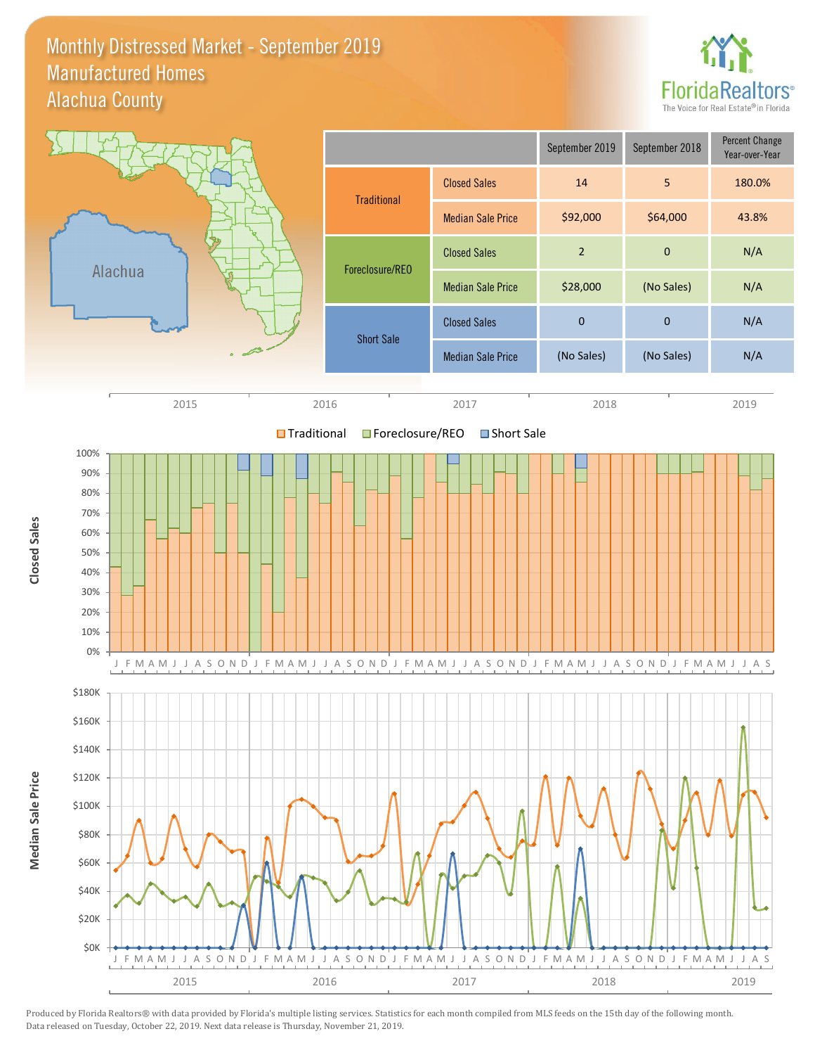# Monthly Distressed Market - September 2019
## Manufactured Homes
## Alachua County

FloridaRealtors®
The Voice for Real Estate® in Florida

Alachua

| | | September 2019 | September 2018 | Percent Change Year-over-Year |
|---|---|---|---|---|
| Traditional | Closed Sales | 14 | 5 | 180.0% |
| | Median Sale Price | $92,000 | $64,000 | 43.8% |
| Foreclosure/REO | Closed Sales | 2 | 0 | N/A |
| | Median Sale Price | $28,000 | (No Sales) | N/A |
| Short Sale | Closed Sales | 0 | 0 | N/A |
| | Median Sale Price | (No Sales) | (No Sales) | N/A |

2015 2016 2017 2018 2019

Traditional · Foreclosure/REO · Short Sale

Closed Sales

100% 90% 80% 70% 60% 50% 40% 30% 20% 10% 0%

J F M A M J J A S O N D J F M A M J J A S O N D J F M A M J J A S O N D J F M A M J J A S O N D J F M A M J J A S

Median Sale Price

$180K $160K $140K $120K $100K $80K $60K $40K $20K $0K

J F M A M J J A S O N D J F M A M J J A S O N D J F M A M J J A S O N D J F M A M J J A S O N D J F M A M J J A S

2015 2016 2017 2018 2019

Produced by Florida Realtors® with data provided by Florida's multiple listing services. Statistics for each month compiled from MLS feeds on the 15th day of the following month. Data released on Tuesday, October 22, 2019. Next data release is Thursday, November 21, 2019.